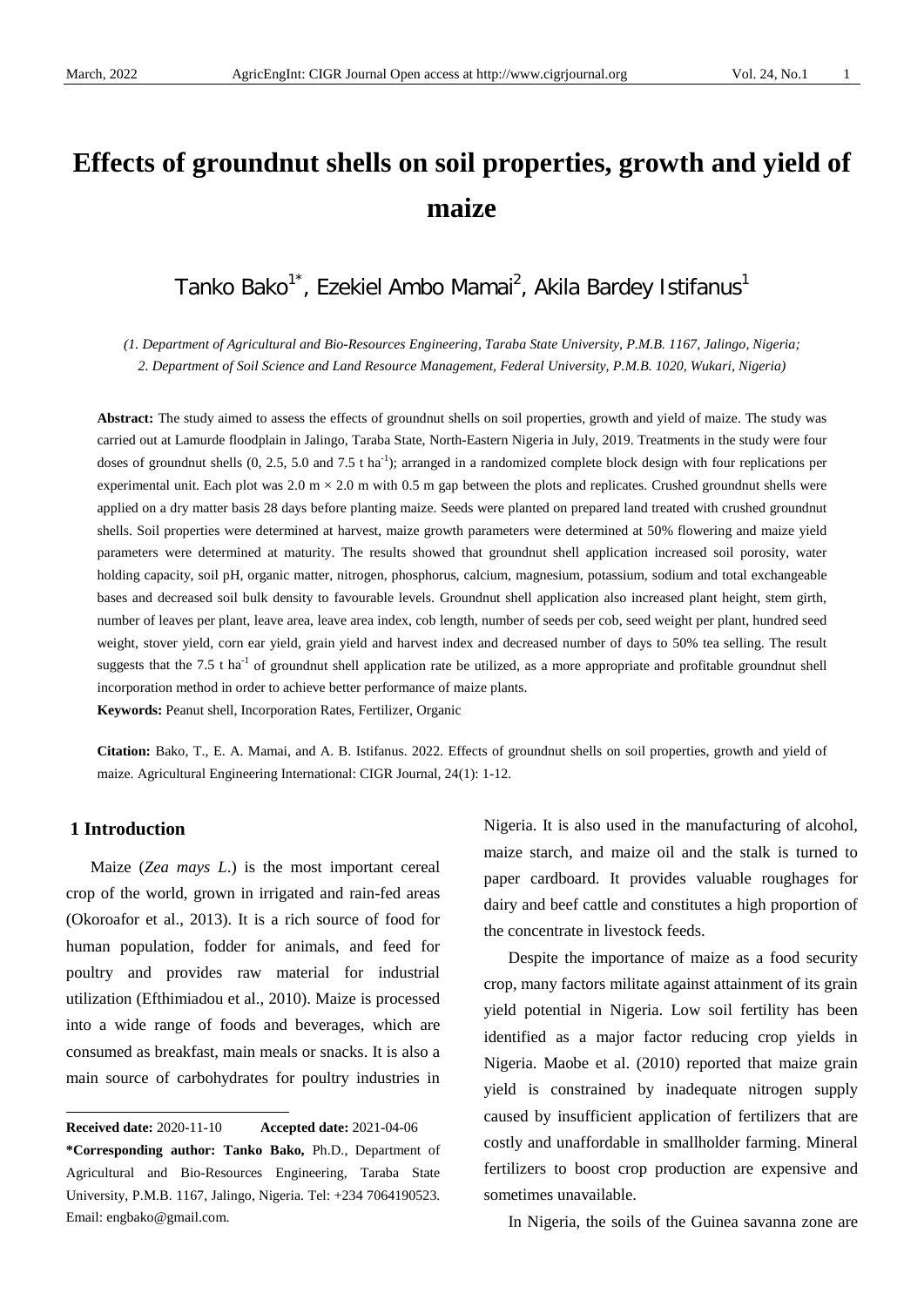# Effects of groundnut shells on soil properties, growth and yield of maize

Tanko Bako[1*], Ezekiel Ambo Mamai[2], Akila Bardey Istifanus[1]

*(1. Department of Agricultural and Bio-Resources Engineering, Taraba State University, P.M.B. 1167, Jalingo, Nigeria; 2. Department of Soil Science and Land Resource Management, Federal University, P.M.B. 1020, Wukari, Nigeria)*

**Abstract:** The study aimed to assess the effects of groundnut shells on soil properties, growth and yield of maize. The study was carried out at Lamurde floodplain in Jalingo, Taraba State, North-Eastern Nigeria in July, 2019. Treatments in the study were four doses of groundnut shells (0, 2.5, 5.0 and 7.5 t ha$^{-1}$); arranged in a randomized complete block design with four replications per experimental unit. Each plot was 2.0 m × 2.0 m with 0.5 m gap between the plots and replicates. Crushed groundnut shells were applied on a dry matter basis 28 days before planting maize. Seeds were planted on prepared land treated with crushed groundnut shells. Soil properties were determined at harvest, maize growth parameters were determined at 50% flowering and maize yield parameters were determined at maturity. The results showed that groundnut shell application increased soil porosity, water holding capacity, soil pH, organic matter, nitrogen, phosphorus, calcium, magnesium, potassium, sodium and total exchangeable bases and decreased soil bulk density to favourable levels. Groundnut shell application also increased plant height, stem girth, number of leaves per plant, leave area, leave area index, cob length, number of seeds per cob, seed weight per plant, hundred seed weight, stover yield, corn ear yield, grain yield and harvest index and decreased number of days to 50% tea selling. The result suggests that the 7.5 t ha$^{-1}$ of groundnut shell application rate be utilized, as a more appropriate and profitable groundnut shell incorporation method in order to achieve better performance of maize plants.

**Keywords:** Peanut shell, Incorporation Rates, Fertilizer, Organic

**Citation:** Bako, T., E. A. Mamai, and A. B. Istifanus. 2022. Effects of groundnut shells on soil properties, growth and yield of maize. Agricultural Engineering International: CIGR Journal, 24(1): 1-12.

## 1 Introduction

Maize (*Zea mays L.*) is the most important cereal crop of the world, grown in irrigated and rain-fed areas (Okoroafor et al., 2013). It is a rich source of food for human population, fodder for animals, and feed for poultry and provides raw material for industrial utilization (Efthimiadou et al., 2010). Maize is processed into a wide range of foods and beverages, which are consumed as breakfast, main meals or snacks. It is also a main source of carbohydrates for poultry industries in Nigeria. It is also used in the manufacturing of alcohol, maize starch, and maize oil and the stalk is turned to paper cardboard. It provides valuable roughages for dairy and beef cattle and constitutes a high proportion of the concentrate in livestock feeds.

Despite the importance of maize as a food security crop, many factors militate against attainment of its grain yield potential in Nigeria. Low soil fertility has been identified as a major factor reducing crop yields in Nigeria. Maobe et al. (2010) reported that maize grain yield is constrained by inadequate nitrogen supply caused by insufficient application of fertilizers that are costly and unaffordable in smallholder farming. Mineral fertilizers to boost crop production are expensive and sometimes unavailable.

In Nigeria, the soils of the Guinea savanna zone are

---

**Received date:** 2020-11-10 **Accepted date:** 2021-04-06

**\*Corresponding author: Tanko Bako,** Ph.D., Department of Agricultural and Bio-Resources Engineering, Taraba State University, P.M.B. 1167, Jalingo, Nigeria. Tel: +234 7064190523. Email: engbako@gmail.com.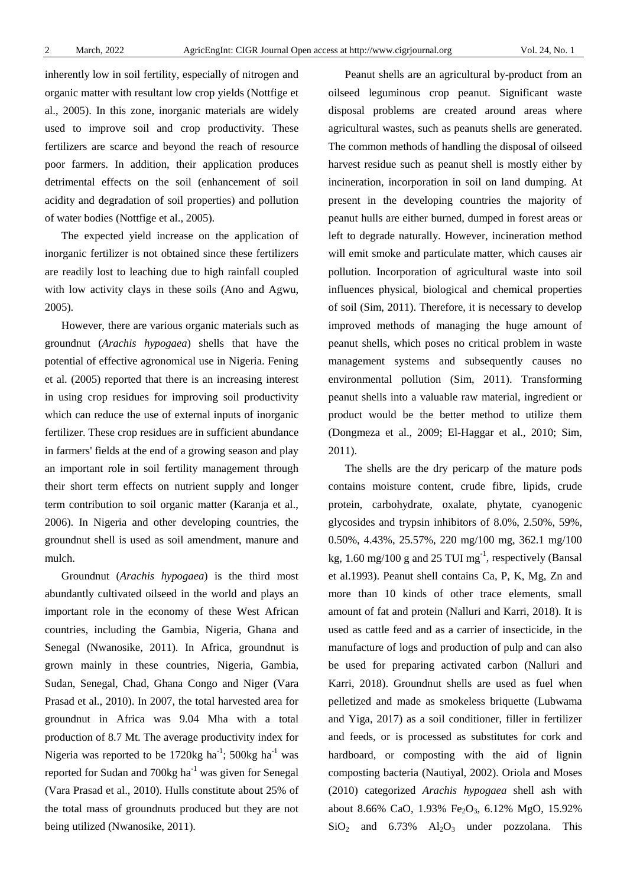inherently low in soil fertility, especially of nitrogen and organic matter with resultant low crop yields (Nottfige et al., 2005). In this zone, inorganic materials are widely used to improve soil and crop productivity. These fertilizers are scarce and beyond the reach of resource poor farmers. In addition, their application produces detrimental effects on the soil (enhancement of soil acidity and degradation of soil properties) and pollution of water bodies (Nottfige et al., 2005).

The expected yield increase on the application of inorganic fertilizer is not obtained since these fertilizers are readily lost to leaching due to high rainfall coupled with low activity clays in these soils (Ano and Agwu, 2005).

However, there are various organic materials such as groundnut (*Arachis hypogaea*) shells that have the potential of effective agronomical use in Nigeria. Fening et al. (2005) reported that there is an increasing interest in using crop residues for improving soil productivity which can reduce the use of external inputs of inorganic fertilizer. These crop residues are in sufficient abundance in farmers' fields at the end of a growing season and play an important role in soil fertility management through their short term effects on nutrient supply and longer term contribution to soil organic matter (Karanja et al., 2006). In Nigeria and other developing countries, the groundnut shell is used as soil amendment, manure and mulch.

Groundnut (*Arachis hypogaea*) is the third most abundantly cultivated oilseed in the world and plays an important role in the economy of these West African countries, including the Gambia, Nigeria, Ghana and Senegal (Nwanosike, 2011). In Africa, groundnut is grown mainly in these countries, Nigeria, Gambia, Sudan, Senegal, Chad, Ghana Congo and Niger (Vara Prasad et al., 2010). In 2007, the total harvested area for groundnut in Africa was 9.04 Mha with a total production of 8.7 Mt. The average productivity index for Nigeria was reported to be 1720kg $ha^{-1}$; 500kg $ha^{-1}$ was reported for Sudan and 700kg $ha^{-1}$ was given for Senegal (Vara Prasad et al., 2010). Hulls constitute about 25% of the total mass of groundnuts produced but they are not being utilized (Nwanosike, 2011).

Peanut shells are an agricultural by-product from an oilseed leguminous crop peanut. Significant waste disposal problems are created around areas where agricultural wastes, such as peanuts shells are generated. The common methods of handling the disposal of oilseed harvest residue such as peanut shell is mostly either by incineration, incorporation in soil on land dumping. At present in the developing countries the majority of peanut hulls are either burned, dumped in forest areas or left to degrade naturally. However, incineration method will emit smoke and particulate matter, which causes air pollution. Incorporation of agricultural waste into soil influences physical, biological and chemical properties of soil (Sim, 2011). Therefore, it is necessary to develop improved methods of managing the huge amount of peanut shells, which poses no critical problem in waste management systems and subsequently causes no environmental pollution (Sim, 2011). Transforming peanut shells into a valuable raw material, ingredient or product would be the better method to utilize them (Dongmeza et al., 2009; El-Haggar et al., 2010; Sim, 2011).

The shells are the dry pericarp of the mature pods contains moisture content, crude fibre, lipids, crude protein, carbohydrate, oxalate, phytate, cyanogenic glycosides and trypsin inhibitors of 8.0%, 2.50%, 59%, 0.50%, 4.43%, 25.57%, 220 mg/100 mg, 362.1 mg/100 kg, 1.60 mg/100 g and 25 TUI $mg^{-1}$, respectively (Bansal et al.1993). Peanut shell contains Ca, P, K, Mg, Zn and more than 10 kinds of other trace elements, small amount of fat and protein (Nalluri and Karri, 2018). It is used as cattle feed and as a carrier of insecticide, in the manufacture of logs and production of pulp and can also be used for preparing activated carbon (Nalluri and Karri, 2018). Groundnut shells are used as fuel when pelletized and made as smokeless briquette (Lubwama and Yiga, 2017) as a soil conditioner, filler in fertilizer and feeds, or is processed as substitutes for cork and hardboard, or composting with the aid of lignin composting bacteria (Nautiyal, 2002). Oriola and Moses (2010) categorized *Arachis hypogaea* shell ash with about 8.66% CaO, 1.93% $Fe_2O_3$, 6.12% MgO, 15.92% $SiO_2$ and 6.73% $Al_2O_3$ under pozzolana. This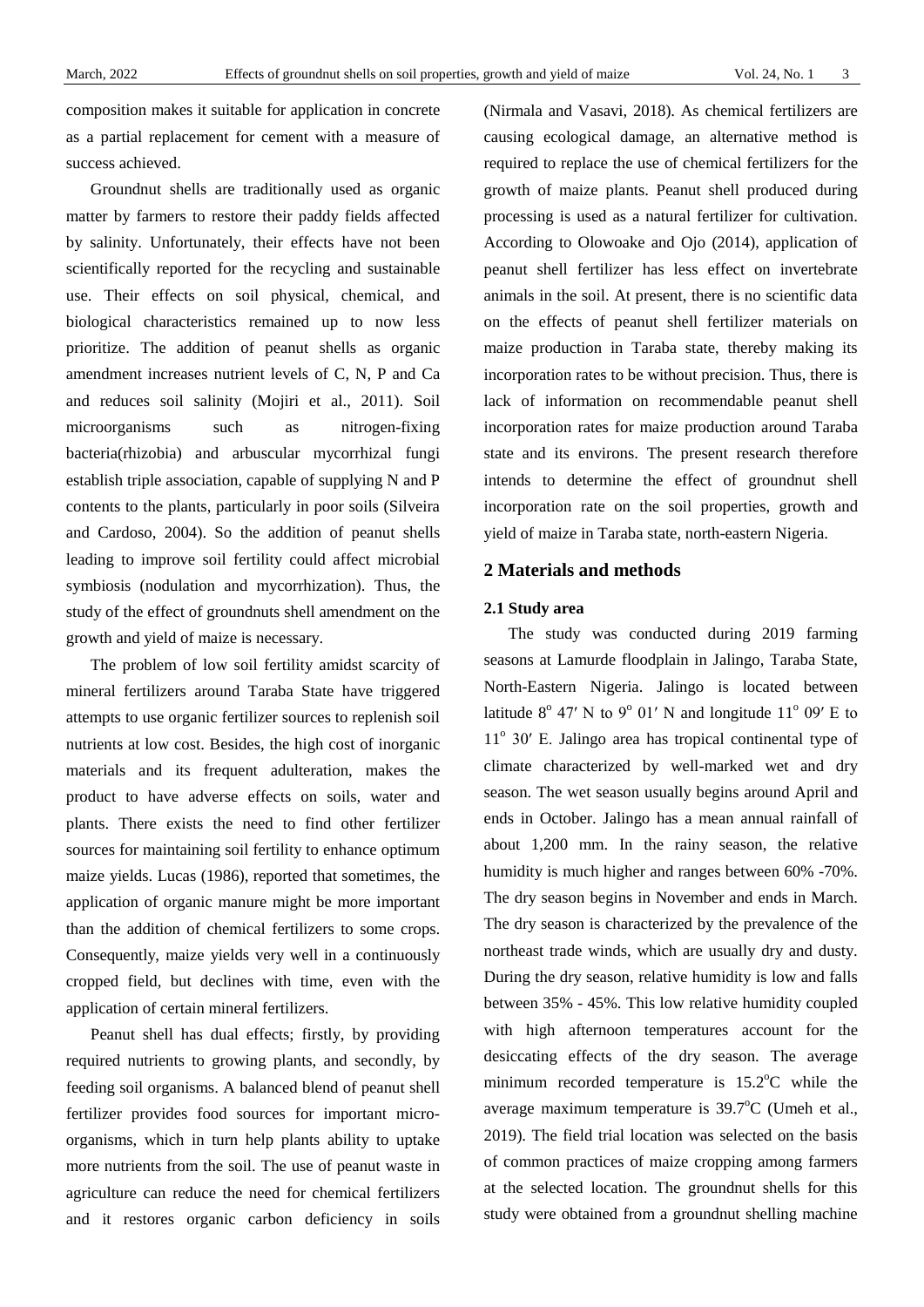composition makes it suitable for application in concrete as a partial replacement for cement with a measure of success achieved.

Groundnut shells are traditionally used as organic matter by farmers to restore their paddy fields affected by salinity. Unfortunately, their effects have not been scientifically reported for the recycling and sustainable use. Their effects on soil physical, chemical, and biological characteristics remained up to now less prioritize. The addition of peanut shells as organic amendment increases nutrient levels of C, N, P and Ca and reduces soil salinity (Mojiri et al., 2011). Soil microorganisms such as nitrogen-fixing bacteria(rhizobia) and arbuscular mycorrhizal fungi establish triple association, capable of supplying N and P contents to the plants, particularly in poor soils (Silveira and Cardoso, 2004). So the addition of peanut shells leading to improve soil fertility could affect microbial symbiosis (nodulation and mycorrhization). Thus, the study of the effect of groundnuts shell amendment on the growth and yield of maize is necessary.

The problem of low soil fertility amidst scarcity of mineral fertilizers around Taraba State have triggered attempts to use organic fertilizer sources to replenish soil nutrients at low cost. Besides, the high cost of inorganic materials and its frequent adulteration, makes the product to have adverse effects on soils, water and plants. There exists the need to find other fertilizer sources for maintaining soil fertility to enhance optimum maize yields. Lucas (1986), reported that sometimes, the application of organic manure might be more important than the addition of chemical fertilizers to some crops. Consequently, maize yields very well in a continuously cropped field, but declines with time, even with the application of certain mineral fertilizers.

Peanut shell has dual effects; firstly, by providing required nutrients to growing plants, and secondly, by feeding soil organisms. A balanced blend of peanut shell fertilizer provides food sources for important micro-organisms, which in turn help plants ability to uptake more nutrients from the soil. The use of peanut waste in agriculture can reduce the need for chemical fertilizers and it restores organic carbon deficiency in soils (Nirmala and Vasavi, 2018). As chemical fertilizers are causing ecological damage, an alternative method is required to replace the use of chemical fertilizers for the growth of maize plants. Peanut shell produced during processing is used as a natural fertilizer for cultivation. According to Olowoake and Ojo (2014), application of peanut shell fertilizer has less effect on invertebrate animals in the soil. At present, there is no scientific data on the effects of peanut shell fertilizer materials on maize production in Taraba state, thereby making its incorporation rates to be without precision. Thus, there is lack of information on recommendable peanut shell incorporation rates for maize production around Taraba state and its environs. The present research therefore intends to determine the effect of groundnut shell incorporation rate on the soil properties, growth and yield of maize in Taraba state, north-eastern Nigeria.

## 2 Materials and methods

### 2.1 Study area

The study was conducted during 2019 farming seasons at Lamurde floodplain in Jalingo, Taraba State, North-Eastern Nigeria. Jalingo is located between latitude 8° 47′ N to 9° 01′ N and longitude 11° 09′ E to 11° 30′ E. Jalingo area has tropical continental type of climate characterized by well-marked wet and dry season. The wet season usually begins around April and ends in October. Jalingo has a mean annual rainfall of about 1,200 mm. In the rainy season, the relative humidity is much higher and ranges between 60% -70%. The dry season begins in November and ends in March. The dry season is characterized by the prevalence of the northeast trade winds, which are usually dry and dusty. During the dry season, relative humidity is low and falls between 35% - 45%. This low relative humidity coupled with high afternoon temperatures account for the desiccating effects of the dry season. The average minimum recorded temperature is 15.2°C while the average maximum temperature is 39.7°C (Umeh et al., 2019). The field trial location was selected on the basis of common practices of maize cropping among farmers at the selected location. The groundnut shells for this study were obtained from a groundnut shelling machine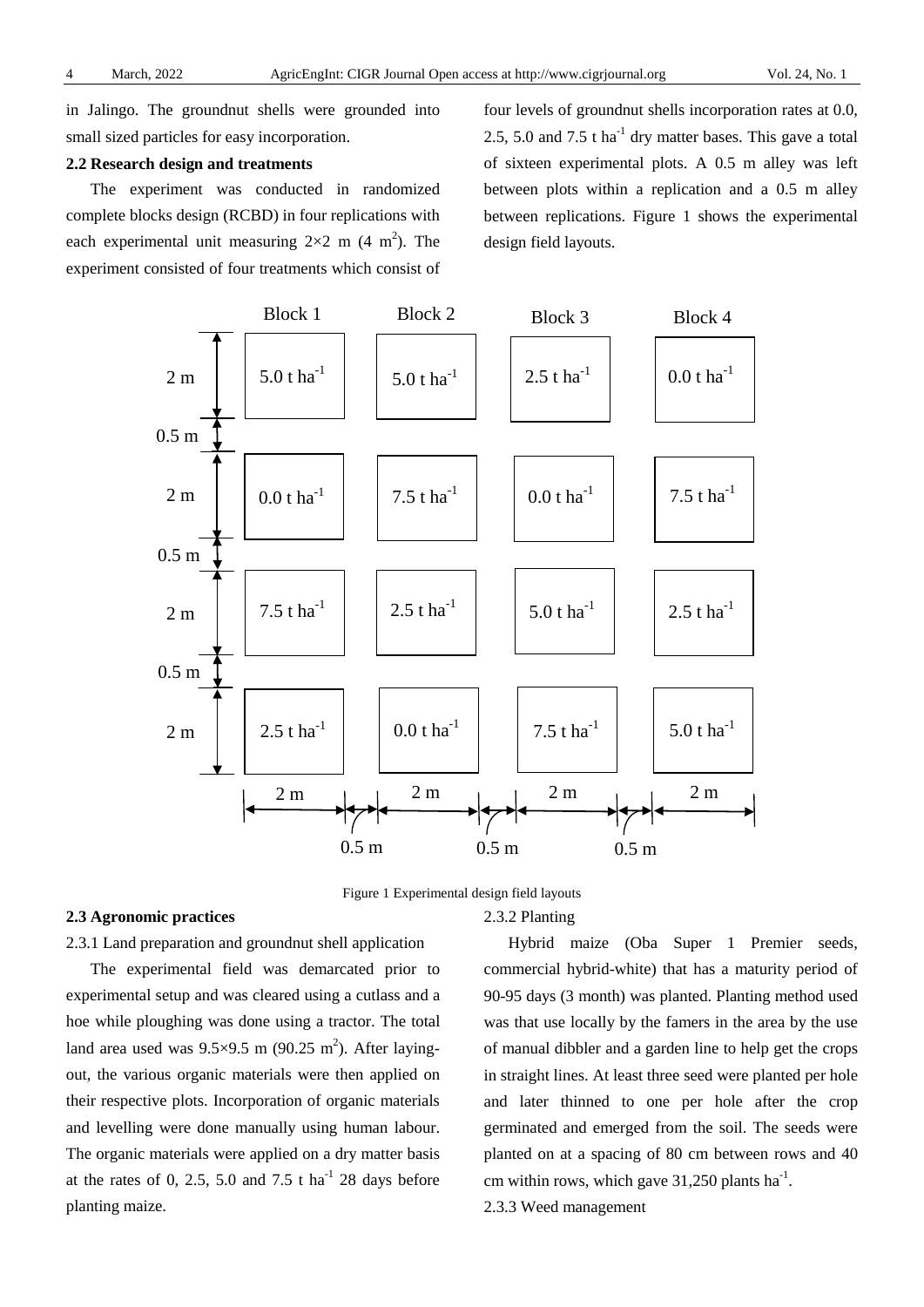in Jalingo. The groundnut shells were grounded into small sized particles for easy incorporation.

### 2.2 Research design and treatments

The experiment was conducted in randomized complete blocks design (RCBD) in four replications with each experimental unit measuring 2×2 m (4 $m^2$). The experiment consisted of four treatments which consist of four levels of groundnut shells incorporation rates at 0.0, 2.5, 5.0 and 7.5 t $ha^{-1}$ dry matter bases. This gave a total of sixteen experimental plots. A 0.5 m alley was left between plots within a replication and a 0.5 m alley between replications. Figure 1 shows the experimental design field layouts.

| | Block 1 | Block 2 | Block 3 | Block 4 |
|---|---|---|---|---|
| 2 m | 5.0 t $ha^{-1}$ | 5.0 t $ha^{-1}$ | 2.5 t $ha^{-1}$ | 0.0 t $ha^{-1}$ |
| 0.5 m | | | | |
| 2 m | 0.0 t $ha^{-1}$ | 7.5 t $ha^{-1}$ | 0.0 t $ha^{-1}$ | 7.5 t $ha^{-1}$ |
| 0.5 m | | | | |
| 2 m | 7.5 t $ha^{-1}$ | 2.5 t $ha^{-1}$ | 5.0 t $ha^{-1}$ | 2.5 t $ha^{-1}$ |
| 0.5 m | | | | |
| 2 m | 2.5 t $ha^{-1}$ | 0.0 t $ha^{-1}$ | 7.5 t $ha^{-1}$ | 5.0 t $ha^{-1}$ |
| | 2 m | 2 m | 2 m | 2 m |

(0.5 m alleys between blocks)

Figure 1 Experimental design field layouts

### 2.3 Agronomic practices

2.3.1 Land preparation and groundnut shell application

The experimental field was demarcated prior to experimental setup and was cleared using a cutlass and a hoe while ploughing was done using a tractor. The total land area used was 9.5×9.5 m (90.25 $m^2$). After laying-out, the various organic materials were then applied on their respective plots. Incorporation of organic materials and levelling were done manually using human labour. The organic materials were applied on a dry matter basis at the rates of 0, 2.5, 5.0 and 7.5 t $ha^{-1}$ 28 days before planting maize.

2.3.2 Planting

Hybrid maize (Oba Super 1 Premier seeds, commercial hybrid-white) that has a maturity period of 90-95 days (3 month) was planted. Planting method used was that use locally by the famers in the area by the use of manual dibbler and a garden line to help get the crops in straight lines. At least three seed were planted per hole and later thinned to one per hole after the crop germinated and emerged from the soil. The seeds were planted on at a spacing of 80 cm between rows and 40 cm within rows, which gave 31,250 plants $ha^{-1}$.

2.3.3 Weed management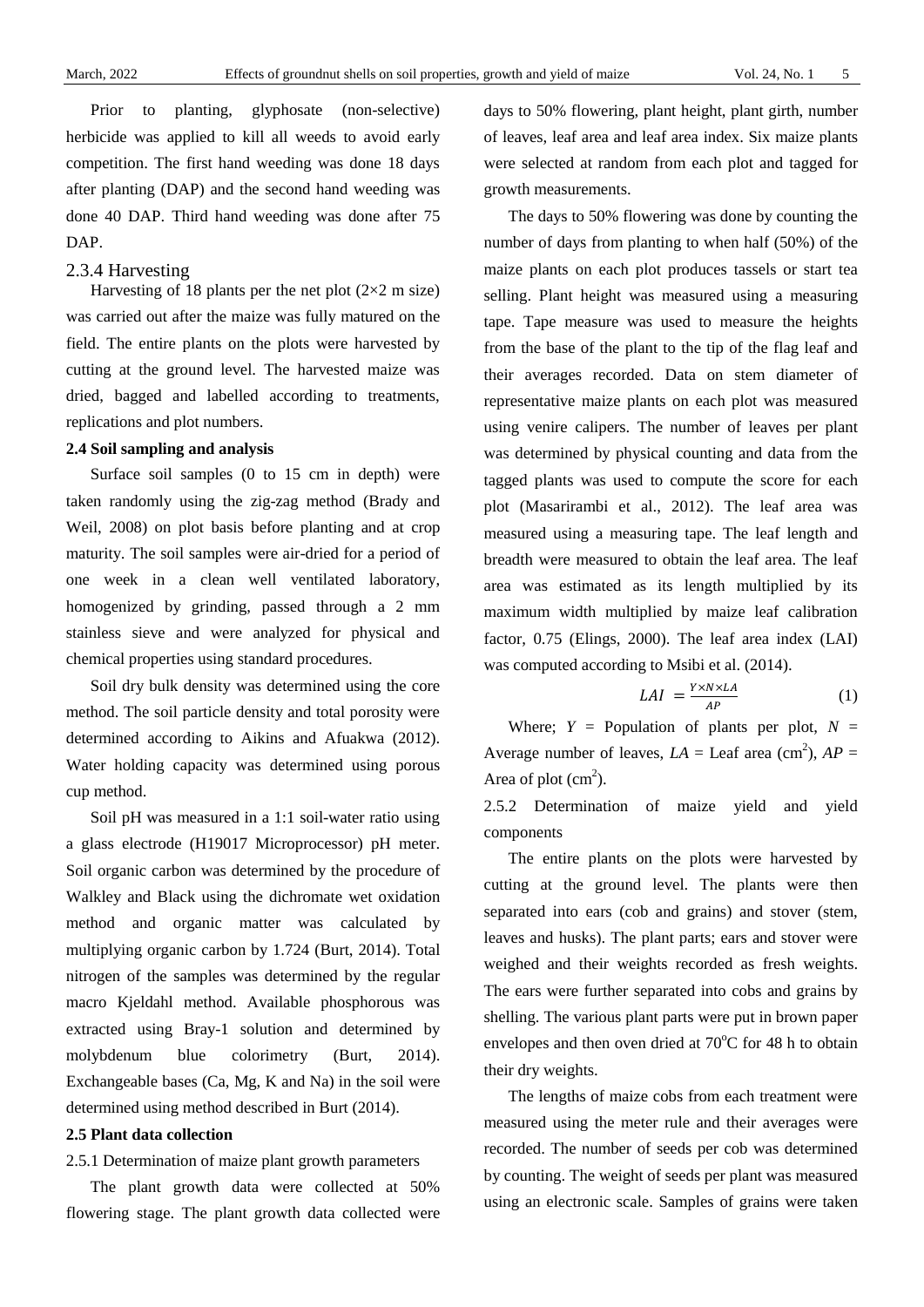Prior to planting, glyphosate (non-selective) herbicide was applied to kill all weeds to avoid early competition. The first hand weeding was done 18 days after planting (DAP) and the second hand weeding was done 40 DAP. Third hand weeding was done after 75 DAP.

#### 2.3.4 Harvesting

Harvesting of 18 plants per the net plot (2×2 m size) was carried out after the maize was fully matured on the field. The entire plants on the plots were harvested by cutting at the ground level. The harvested maize was dried, bagged and labelled according to treatments, replications and plot numbers.

### 2.4 Soil sampling and analysis

Surface soil samples (0 to 15 cm in depth) were taken randomly using the zig-zag method (Brady and Weil, 2008) on plot basis before planting and at crop maturity. The soil samples were air-dried for a period of one week in a clean well ventilated laboratory, homogenized by grinding, passed through a 2 mm stainless sieve and were analyzed for physical and chemical properties using standard procedures.

Soil dry bulk density was determined using the core method. The soil particle density and total porosity were determined according to Aikins and Afuakwa (2012). Water holding capacity was determined using porous cup method.

Soil pH was measured in a 1:1 soil-water ratio using a glass electrode (H19017 Microprocessor) pH meter. Soil organic carbon was determined by the procedure of Walkley and Black using the dichromate wet oxidation method and organic matter was calculated by multiplying organic carbon by 1.724 (Burt, 2014). Total nitrogen of the samples was determined by the regular macro Kjeldahl method. Available phosphorous was extracted using Bray-1 solution and determined by molybdenum blue colorimetry (Burt, 2014). Exchangeable bases (Ca, Mg, K and Na) in the soil were determined using method described in Burt (2014).

### 2.5 Plant data collection

#### 2.5.1 Determination of maize plant growth parameters

The plant growth data were collected at 50% flowering stage. The plant growth data collected were days to 50% flowering, plant height, plant girth, number of leaves, leaf area and leaf area index. Six maize plants were selected at random from each plot and tagged for growth measurements.

The days to 50% flowering was done by counting the number of days from planting to when half (50%) of the maize plants on each plot produces tassels or start tea selling. Plant height was measured using a measuring tape. Tape measure was used to measure the heights from the base of the plant to the tip of the flag leaf and their averages recorded. Data on stem diameter of representative maize plants on each plot was measured using venire calipers. The number of leaves per plant was determined by physical counting and data from the tagged plants was used to compute the score for each plot (Masarirambi et al., 2012). The leaf area was measured using a measuring tape. The leaf length and breadth were measured to obtain the leaf area. The leaf area was estimated as its length multiplied by its maximum width multiplied by maize leaf calibration factor, 0.75 (Elings, 2000). The leaf area index (LAI) was computed according to Msibi et al. (2014).

$$LAI = \frac{Y \times N \times LA}{AP} \tag{1}$$

Where; $Y$ = Population of plants per plot, $N$ = Average number of leaves, $LA$ = Leaf area (cm$^2$), $AP$ = Area of plot (cm$^2$).

#### 2.5.2 Determination of maize yield and yield components

The entire plants on the plots were harvested by cutting at the ground level. The plants were then separated into ears (cob and grains) and stover (stem, leaves and husks). The plant parts; ears and stover were weighed and their weights recorded as fresh weights. The ears were further separated into cobs and grains by shelling. The various plant parts were put in brown paper envelopes and then oven dried at 70$^{o}$C for 48 h to obtain their dry weights.

The lengths of maize cobs from each treatment were measured using the meter rule and their averages were recorded. The number of seeds per cob was determined by counting. The weight of seeds per plant was measured using an electronic scale. Samples of grains were taken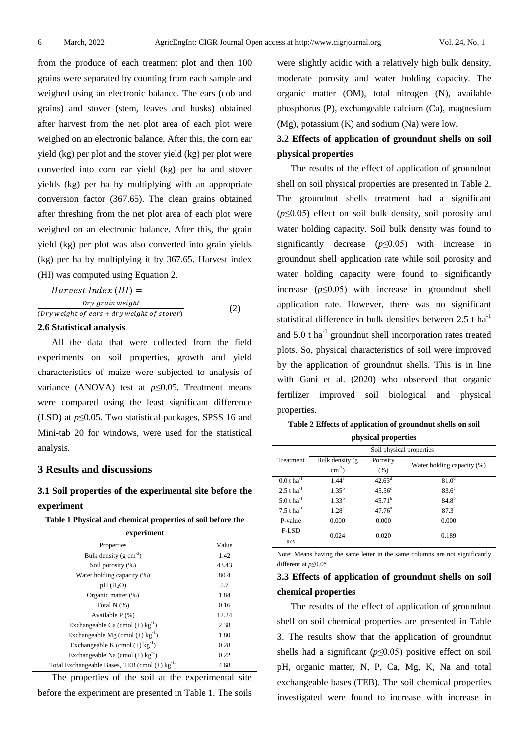from the produce of each treatment plot and then 100 grains were separated by counting from each sample and weighed using an electronic balance. The ears (cob and grains) and stover (stem, leaves and husks) obtained after harvest from the net plot area of each plot were weighed on an electronic balance. After this, the corn ear yield (kg) per plot and the stover yield (kg) per plot were converted into corn ear yield (kg) per ha and stover yields (kg) per ha by multiplying with an appropriate conversion factor (367.65). The clean grains obtained after threshing from the net plot area of each plot were weighed on an electronic balance. After this, the grain yield (kg) per plot was also converted into grain yields (kg) per ha by multiplying it by 367.65. Harvest index (HI) was computed using Equation 2.

$$Harvest\ Index\ (HI) = \frac{Dry\ grain\ weight}{(Dry\ weight\ of\ ears + dry\ weight\ of\ stover)} \quad (2)$$

### 2.6 Statistical analysis

All the data that were collected from the field experiments on soil properties, growth and yield characteristics of maize were subjected to analysis of variance (ANOVA) test at $p \leq 0.05$. Treatment means were compared using the least significant difference (LSD) at $p \leq 0.05$. Two statistical packages, SPSS 16 and Mini-tab 20 for windows, were used for the statistical analysis.

## 3 Results and discussions

### 3.1 Soil properties of the experimental site before the experiment

**Table 1 Physical and chemical properties of soil before the experiment**

| Properties | Value |
|---|---|
| Bulk density (g cm$^{-3}$) | 1.42 |
| Soil porosity (%) | 43.43 |
| Water holding capacity (%) | 80.4 |
| pH ($H_2O$) | 5.7 |
| Organic matter (%) | 1.84 |
| Total N (%) | 0.16 |
| Available P (%) | 12.24 |
| Exchangeable Ca (cmol (+) kg$^{-1}$) | 2.38 |
| Exchangeable Mg (cmol (+) kg$^{-1}$) | 1.80 |
| Exchangeable K (cmol (+) kg$^{-1}$) | 0.28 |
| Exchangeable Na (cmol (+) kg$^{-1}$) | 0.22 |
| Total Exchangeable Bases, TEB (cmol (+) kg$^{-1}$) | 4.68 |

The properties of the soil at the experimental site before the experiment are presented in Table 1. The soils were slightly acidic with a relatively high bulk density, moderate porosity and water holding capacity. The organic matter (OM), total nitrogen (N), available phosphorus (P), exchangeable calcium (Ca), magnesium (Mg), potassium (K) and sodium (Na) were low.

### 3.2 Effects of application of groundnut shells on soil physical properties

The results of the effect of application of groundnut shell on soil physical properties are presented in Table 2. The groundnut shells treatment had a significant ($p \leq 0.05$) effect on soil bulk density, soil porosity and water holding capacity. Soil bulk density was found to significantly decrease ($p \leq 0.05$) with increase in groundnut shell application rate while soil porosity and water holding capacity were found to significantly increase ($p \leq 0.05$) with increase in groundnut shell application rate. However, there was no significant statistical difference in bulk densities between 2.5 t ha$^{-1}$ and 5.0 t ha$^{-1}$ groundnut shell incorporation rates treated plots. So, physical characteristics of soil were improved by the application of groundnut shells. This is in line with Gani et al. (2020) who observed that organic fertilizer improved soil biological and physical properties.

**Table 2 Effects of application of groundnut shells on soil physical properties**

| Treatment | Soil physical properties | | |
|---|---|---|---|
| | Bulk density (g cm$^{-3}$) | Porosity (%) | Water holding capacity (%) |
| 0.0 t ha$^{-1}$ | 1.44$^{a}$ | 42.63$^{d}$ | 81.0$^{d}$ |
| 2.5 t ha$^{-1}$ | 1.35$^{b}$ | 45.56$^{c}$ | 83.6$^{c}$ |
| 5.0 t ha$^{-1}$ | 1.33$^{b}$ | 45.71$^{b}$ | 84.8$^{b}$ |
| 7.5 t ha$^{-1}$ | 1.28$^{c}$ | 47.76$^{a}$ | 87.3$^{a}$ |
| P-value | 0.000 | 0.000 | 0.000 |
| F-LSD 0.05 | 0.024 | 0.020 | 0.189 |

Note: Means having the same letter in the same columns are not significantly different at $p \leq 0.05$

### 3.3 Effects of application of groundnut shells on soil chemical properties

The results of the effect of application of groundnut shell on soil chemical properties are presented in Table 3. The results show that the application of groundnut shells had a significant ($p \leq 0.05$) positive effect on soil pH, organic matter, N, P, Ca, Mg, K, Na and total exchangeable bases (TEB). The soil chemical properties investigated were found to increase with increase in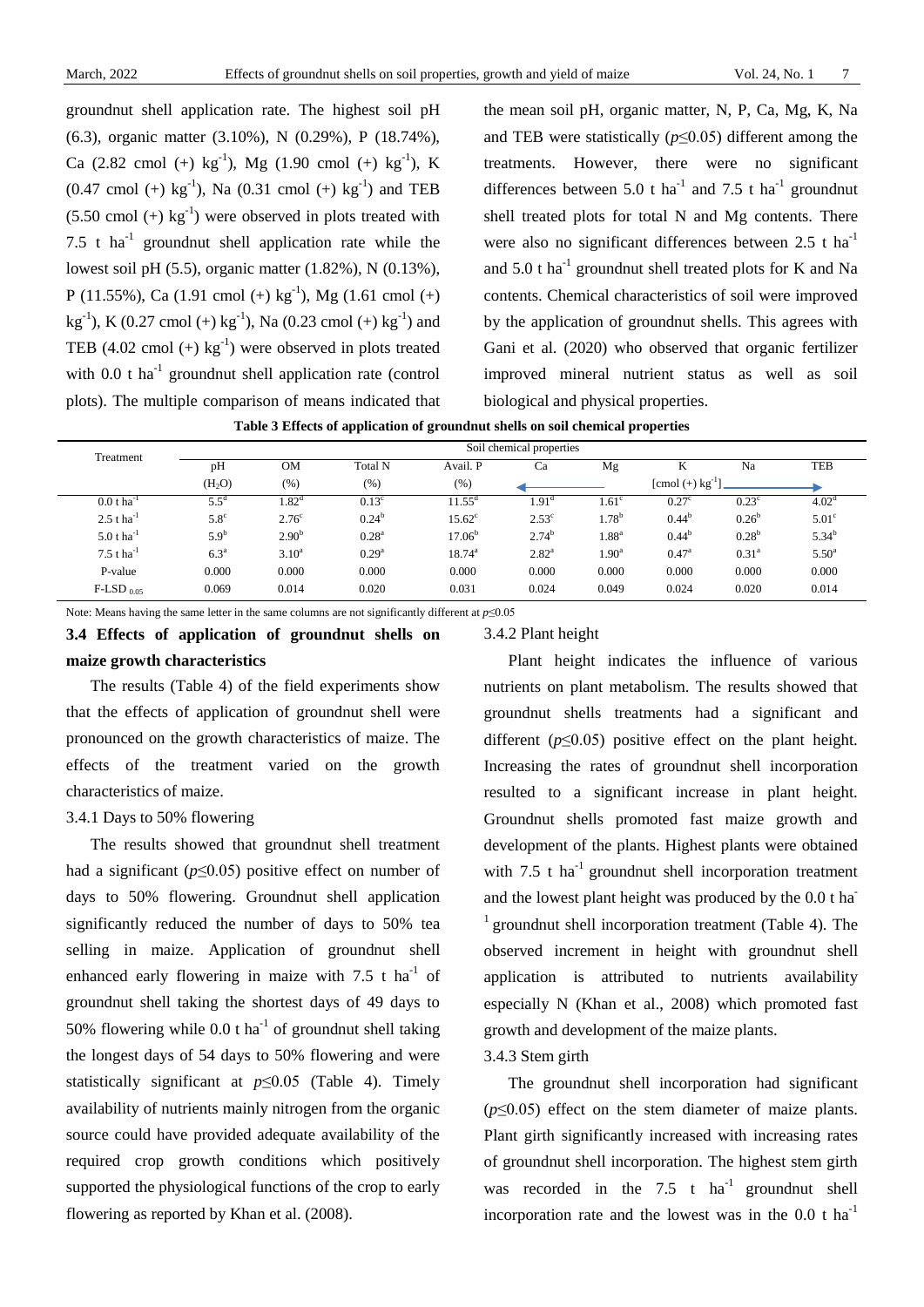groundnut shell application rate. The highest soil pH (6.3), organic matter (3.10%), N (0.29%), P (18.74%), Ca (2.82 cmol (+) $kg^{-1}$), Mg (1.90 cmol (+) $kg^{-1}$), K (0.47 cmol (+) $kg^{-1}$), Na (0.31 cmol (+) $kg^{-1}$) and TEB (5.50 cmol (+) $kg^{-1}$) were observed in plots treated with 7.5 t $ha^{-1}$ groundnut shell application rate while the lowest soil pH (5.5), organic matter (1.82%), N (0.13%), P (11.55%), Ca (1.91 cmol (+) $kg^{-1}$), Mg (1.61 cmol (+) $kg^{-1}$), K (0.27 cmol (+) $kg^{-1}$), Na (0.23 cmol (+) $kg^{-1}$) and TEB (4.02 cmol (+) $kg^{-1}$) were observed in plots treated with 0.0 t $ha^{-1}$ groundnut shell application rate (control plots). The multiple comparison of means indicated that the mean soil pH, organic matter, N, P, Ca, Mg, K, Na and TEB were statistically ($p \leq 0.05$) different among the treatments. However, there were no significant differences between 5.0 t $ha^{-1}$ and 7.5 t $ha^{-1}$ groundnut shell treated plots for total N and Mg contents. There were also no significant differences between 2.5 t $ha^{-1}$ and 5.0 t $ha^{-1}$ groundnut shell treated plots for K and Na contents. Chemical characteristics of soil were improved by the application of groundnut shells. This agrees with Gani et al. (2020) who observed that organic fertilizer improved mineral nutrient status as well as soil biological and physical properties.

**Table 3 Effects of application of groundnut shells on soil chemical properties**

| Treatment | Soil chemical properties | | | | | | | | |
|---|---|---|---|---|---|---|---|---|---|
| | pH | OM | Total N | Avail. P | Ca | Mg | K | Na | TEB |
| | ($H_2O$) | (%) | (%) | (%) | [cmol (+) $kg^{-1}$] | | | | |
| 0.0 t $ha^{-1}$ | $5.5^d$ | $1.82^d$ | $0.13^c$ | $11.55^d$ | $1.91^d$ | $1.61^c$ | $0.27^c$ | $0.23^c$ | $4.02^d$ |
| 2.5 t $ha^{-1}$ | $5.8^c$ | $2.76^c$ | $0.24^b$ | $15.62^c$ | $2.53^c$ | $1.78^b$ | $0.44^b$ | $0.26^b$ | $5.01^c$ |
| 5.0 t $ha^{-1}$ | $5.9^b$ | $2.90^b$ | $0.28^a$ | $17.06^b$ | $2.74^b$ | $1.88^a$ | $0.44^b$ | $0.28^b$ | $5.34^b$ |
| 7.5 t $ha^{-1}$ | $6.3^a$ | $3.10^a$ | $0.29^a$ | $18.74^a$ | $2.82^a$ | $1.90^a$ | $0.47^a$ | $0.31^a$ | $5.50^a$ |
| P-value | 0.000 | 0.000 | 0.000 | 0.000 | 0.000 | 0.000 | 0.000 | 0.000 | 0.000 |
| F-LSD $_{0.05}$ | 0.069 | 0.014 | 0.020 | 0.031 | 0.024 | 0.049 | 0.024 | 0.020 | 0.014 |

Note: Means having the same letter in the same columns are not significantly different at $p \leq 0.05$

### 3.4 Effects of application of groundnut shells on maize growth characteristics

The results (Table 4) of the field experiments show that the effects of application of groundnut shell were pronounced on the growth characteristics of maize. The effects of the treatment varied on the growth characteristics of maize.

3.4.1 Days to 50% flowering

The results showed that groundnut shell treatment had a significant ($p \leq 0.05$) positive effect on number of days to 50% flowering. Groundnut shell application significantly reduced the number of days to 50% tea selling in maize. Application of groundnut shell enhanced early flowering in maize with 7.5 t $ha^{-1}$ of groundnut shell taking the shortest days of 49 days to 50% flowering while 0.0 t $ha^{-1}$ of groundnut shell taking the longest days of 54 days to 50% flowering and were statistically significant at $p \leq 0.05$ (Table 4). Timely availability of nutrients mainly nitrogen from the organic source could have provided adequate availability of the required crop growth conditions which positively supported the physiological functions of the crop to early flowering as reported by Khan et al. (2008).

3.4.2 Plant height

Plant height indicates the influence of various nutrients on plant metabolism. The results showed that groundnut shells treatments had a significant and different ($p \leq 0.05$) positive effect on the plant height. Increasing the rates of groundnut shell incorporation resulted to a significant increase in plant height. Groundnut shells promoted fast maize growth and development of the plants. Highest plants were obtained with 7.5 t $ha^{-1}$ groundnut shell incorporation treatment and the lowest plant height was produced by the 0.0 t $ha^{-1}$ groundnut shell incorporation treatment (Table 4). The observed increment in height with groundnut shell application is attributed to nutrients availability especially N (Khan et al., 2008) which promoted fast growth and development of the maize plants.

3.4.3 Stem girth

The groundnut shell incorporation had significant ($p \leq 0.05$) effect on the stem diameter of maize plants. Plant girth significantly increased with increasing rates of groundnut shell incorporation. The highest stem girth was recorded in the 7.5 t $ha^{-1}$ groundnut shell incorporation rate and the lowest was in the 0.0 t $ha^{-1}$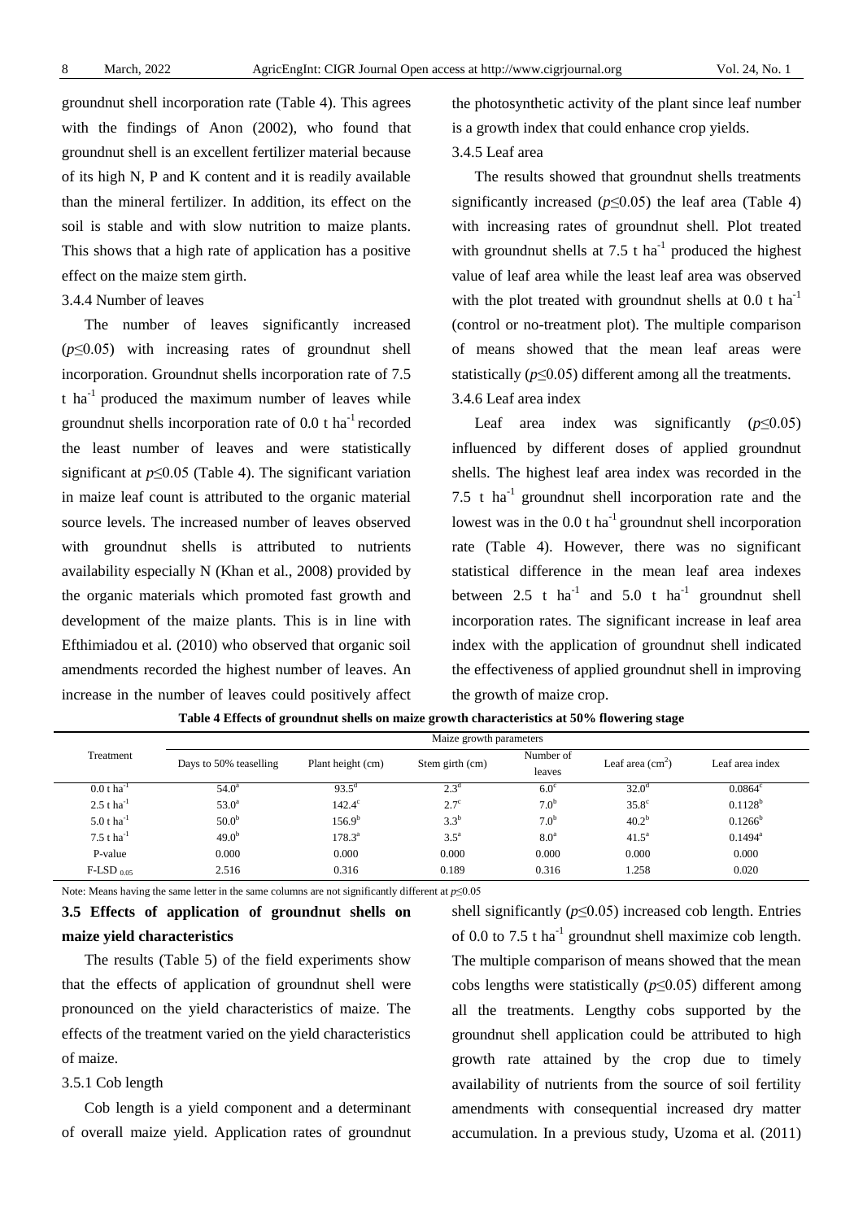groundnut shell incorporation rate (Table 4). This agrees with the findings of Anon (2002), who found that groundnut shell is an excellent fertilizer material because of its high N, P and K content and it is readily available than the mineral fertilizer. In addition, its effect on the soil is stable and with slow nutrition to maize plants. This shows that a high rate of application has a positive effect on the maize stem girth.

3.4.4 Number of leaves

The number of leaves significantly increased ($p \leq 0.05$) with increasing rates of groundnut shell incorporation. Groundnut shells incorporation rate of 7.5 t ha$^{-1}$ produced the maximum number of leaves while groundnut shells incorporation rate of 0.0 t ha$^{-1}$ recorded the least number of leaves and were statistically significant at $p \leq 0.05$ (Table 4). The significant variation in maize leaf count is attributed to the organic material source levels. The increased number of leaves observed with groundnut shells is attributed to nutrients availability especially N (Khan et al., 2008) provided by the organic materials which promoted fast growth and development of the maize plants. This is in line with Efthimiadou et al. (2010) who observed that organic soil amendments recorded the highest number of leaves. An increase in the number of leaves could positively affect the photosynthetic activity of the plant since leaf number is a growth index that could enhance crop yields.

3.4.5 Leaf area

The results showed that groundnut shells treatments significantly increased ($p \leq 0.05$) the leaf area (Table 4) with increasing rates of groundnut shell. Plot treated with groundnut shells at 7.5 t ha$^{-1}$ produced the highest value of leaf area while the least leaf area was observed with the plot treated with groundnut shells at 0.0 t ha$^{-1}$ (control or no-treatment plot). The multiple comparison of means showed that the mean leaf areas were statistically ($p \leq 0.05$) different among all the treatments.

3.4.6 Leaf area index

Leaf area index was significantly ($p \leq 0.05$) influenced by different doses of applied groundnut shells. The highest leaf area index was recorded in the 7.5 t ha$^{-1}$ groundnut shell incorporation rate and the lowest was in the 0.0 t ha$^{-1}$ groundnut shell incorporation rate (Table 4). However, there was no significant statistical difference in the mean leaf area indexes between 2.5 t ha$^{-1}$ and 5.0 t ha$^{-1}$ groundnut shell incorporation rates. The significant increase in leaf area index with the application of groundnut shell indicated the effectiveness of applied groundnut shell in improving the growth of maize crop.

**Table 4 Effects of groundnut shells on maize growth characteristics at 50% flowering stage**

| Treatment | Maize growth parameters | | | | | |
|---|---|---|---|---|---|---|
| | Days to 50% teaselling | Plant height (cm) | Stem girth (cm) | Number of leaves | Leaf area (cm$^2$) | Leaf area index |
| 0.0 t ha$^{-1}$ | 54.0$^a$ | 93.5$^d$ | 2.3$^d$ | 6.0$^c$ | 32.0$^d$ | 0.0864$^c$ |
| 2.5 t ha$^{-1}$ | 53.0$^a$ | 142.4$^c$ | 2.7$^c$ | 7.0$^b$ | 35.8$^c$ | 0.1128$^b$ |
| 5.0 t ha$^{-1}$ | 50.0$^b$ | 156.9$^b$ | 3.3$^b$ | 7.0$^b$ | 40.2$^b$ | 0.1266$^b$ |
| 7.5 t ha$^{-1}$ | 49.0$^b$ | 178.3$^a$ | 3.5$^a$ | 8.0$^a$ | 41.5$^a$ | 0.1494$^a$ |
| P-value | 0.000 | 0.000 | 0.000 | 0.000 | 0.000 | 0.000 |
| F-LSD $_{0.05}$ | 2.516 | 0.316 | 0.189 | 0.316 | 1.258 | 0.020 |

Note: Means having the same letter in the same columns are not significantly different at $p \leq 0.05$

## 3.5 Effects of application of groundnut shells on maize yield characteristics

The results (Table 5) of the field experiments show that the effects of application of groundnut shell were pronounced on the yield characteristics of maize. The effects of the treatment varied on the yield characteristics of maize.

3.5.1 Cob length

Cob length is a yield component and a determinant of overall maize yield. Application rates of groundnut shell significantly ($p \leq 0.05$) increased cob length. Entries of 0.0 to 7.5 t ha$^{-1}$ groundnut shell maximize cob length. The multiple comparison of means showed that the mean cobs lengths were statistically ($p \leq 0.05$) different among all the treatments. Lengthy cobs supported by the groundnut shell application could be attributed to high growth rate attained by the crop due to timely availability of nutrients from the source of soil fertility amendments with consequential increased dry matter accumulation. In a previous study, Uzoma et al. (2011)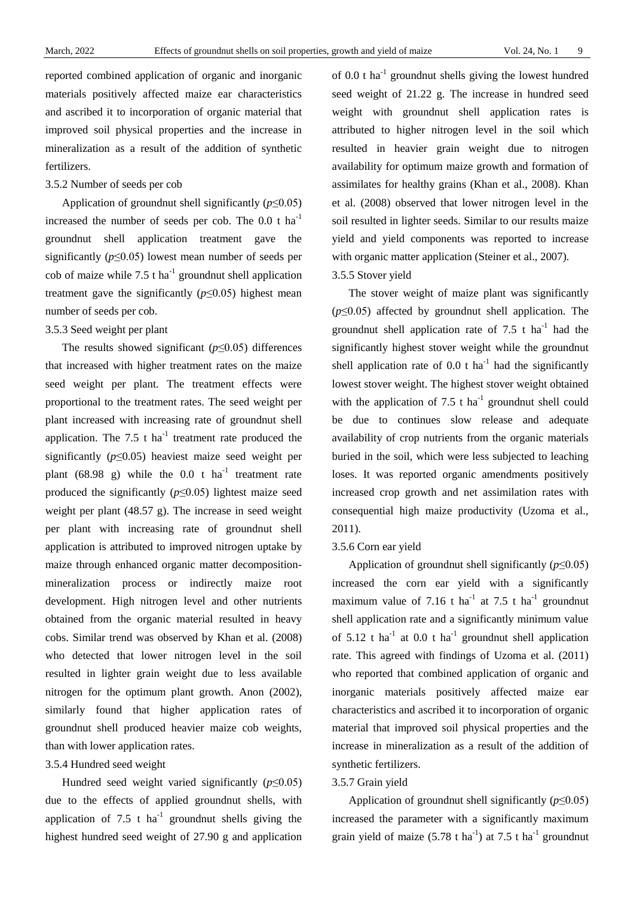reported combined application of organic and inorganic materials positively affected maize ear characteristics and ascribed it to incorporation of organic material that improved soil physical properties and the increase in mineralization as a result of the addition of synthetic fertilizers.

3.5.2 Number of seeds per cob

Application of groundnut shell significantly ($p \leq 0.05$) increased the number of seeds per cob. The 0.0 t ha$^{-1}$ groundnut shell application treatment gave the significantly ($p \leq 0.05$) lowest mean number of seeds per cob of maize while 7.5 t ha$^{-1}$ groundnut shell application treatment gave the significantly ($p \leq 0.05$) highest mean number of seeds per cob.

3.5.3 Seed weight per plant

The results showed significant ($p \leq 0.05$) differences that increased with higher treatment rates on the maize seed weight per plant. The treatment effects were proportional to the treatment rates. The seed weight per plant increased with increasing rate of groundnut shell application. The 7.5 t ha$^{-1}$ treatment rate produced the significantly ($p \leq 0.05$) heaviest maize seed weight per plant (68.98 g) while the 0.0 t ha$^{-1}$ treatment rate produced the significantly ($p \leq 0.05$) lightest maize seed weight per plant (48.57 g). The increase in seed weight per plant with increasing rate of groundnut shell application is attributed to improved nitrogen uptake by maize through enhanced organic matter decomposition-mineralization process or indirectly maize root development. High nitrogen level and other nutrients obtained from the organic material resulted in heavy cobs. Similar trend was observed by Khan et al. (2008) who detected that lower nitrogen level in the soil resulted in lighter grain weight due to less available nitrogen for the optimum plant growth. Anon (2002), similarly found that higher application rates of groundnut shell produced heavier maize cob weights, than with lower application rates.

3.5.4 Hundred seed weight

Hundred seed weight varied significantly ($p \leq 0.05$) due to the effects of applied groundnut shells, with application of 7.5 t ha$^{-1}$ groundnut shells giving the highest hundred seed weight of 27.90 g and application of 0.0 t ha$^{-1}$ groundnut shells giving the lowest hundred seed weight of 21.22 g. The increase in hundred seed weight with groundnut shell application rates is attributed to higher nitrogen level in the soil which resulted in heavier grain weight due to nitrogen availability for optimum maize growth and formation of assimilates for healthy grains (Khan et al., 2008). Khan et al. (2008) observed that lower nitrogen level in the soil resulted in lighter seeds. Similar to our results maize yield and yield components was reported to increase with organic matter application (Steiner et al., 2007).

3.5.5 Stover yield

The stover weight of maize plant was significantly ($p \leq 0.05$) affected by groundnut shell application. The groundnut shell application rate of 7.5 t ha$^{-1}$ had the significantly highest stover weight while the groundnut shell application rate of 0.0 t ha$^{-1}$ had the significantly lowest stover weight. The highest stover weight obtained with the application of 7.5 t ha$^{-1}$ groundnut shell could be due to continues slow release and adequate availability of crop nutrients from the organic materials buried in the soil, which were less subjected to leaching loses. It was reported organic amendments positively increased crop growth and net assimilation rates with consequential high maize productivity (Uzoma et al., 2011).

3.5.6 Corn ear yield

Application of groundnut shell significantly ($p \leq 0.05$) increased the corn ear yield with a significantly maximum value of 7.16 t ha$^{-1}$ at 7.5 t ha$^{-1}$ groundnut shell application rate and a significantly minimum value of 5.12 t ha$^{-1}$ at 0.0 t ha$^{-1}$ groundnut shell application rate. This agreed with findings of Uzoma et al. (2011) who reported that combined application of organic and inorganic materials positively affected maize ear characteristics and ascribed it to incorporation of organic material that improved soil physical properties and the increase in mineralization as a result of the addition of synthetic fertilizers.

3.5.7 Grain yield

Application of groundnut shell significantly ($p \leq 0.05$) increased the parameter with a significantly maximum grain yield of maize (5.78 t ha$^{-1}$) at 7.5 t ha$^{-1}$ groundnut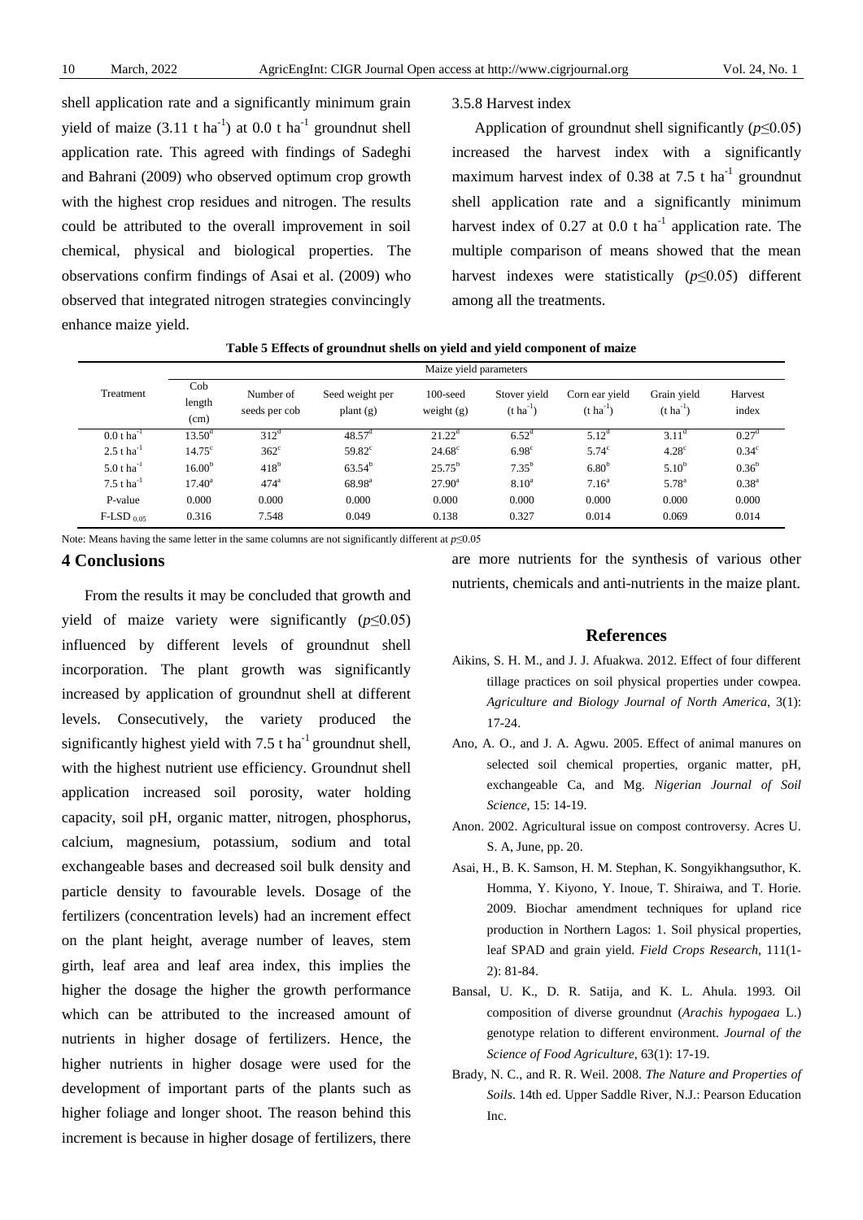shell application rate and a significantly minimum grain yield of maize (3.11 t ha$^{-1}$) at 0.0 t ha$^{-1}$ groundnut shell application rate. This agreed with findings of Sadeghi and Bahrani (2009) who observed optimum crop growth with the highest crop residues and nitrogen. The results could be attributed to the overall improvement in soil chemical, physical and biological properties. The observations confirm findings of Asai et al. (2009) who observed that integrated nitrogen strategies convincingly enhance maize yield.

3.5.8 Harvest index

Application of groundnut shell significantly ($p\leq0.05$) increased the harvest index with a significantly maximum harvest index of 0.38 at 7.5 t ha$^{-1}$ groundnut shell application rate and a significantly minimum harvest index of 0.27 at 0.0 t ha$^{-1}$ application rate. The multiple comparison of means showed that the mean harvest indexes were statistically ($p\leq0.05$) different among all the treatments.

**Table 5 Effects of groundnut shells on yield and yield component of maize**

| Treatment | Maize yield parameters | | | | | | | |
|---|---|---|---|---|---|---|---|---|
| | Cob length (cm) | Number of seeds per cob | Seed weight per plant (g) | 100-seed weight (g) | Stover yield (t ha$^{-1}$) | Corn ear yield (t ha$^{-1}$) | Grain yield (t ha$^{-1}$) | Harvest index |
| 0.0 t ha$^{-1}$ | 13.50$^{d}$ | 312$^{d}$ | 48.57$^{d}$ | 21.22$^{d}$ | 6.52$^{d}$ | 5.12$^{d}$ | 3.11$^{d}$ | 0.27$^{d}$ |
| 2.5 t ha$^{-1}$ | 14.75$^{c}$ | 362$^{c}$ | 59.82$^{c}$ | 24.68$^{c}$ | 6.98$^{c}$ | 5.74$^{c}$ | 4.28$^{c}$ | 0.34$^{c}$ |
| 5.0 t ha$^{-1}$ | 16.00$^{b}$ | 418$^{b}$ | 63.54$^{b}$ | 25.75$^{b}$ | 7.35$^{b}$ | 6.80$^{b}$ | 5.10$^{b}$ | 0.36$^{b}$ |
| 7.5 t ha$^{-1}$ | 17.40$^{a}$ | 474$^{a}$ | 68.98$^{a}$ | 27.90$^{a}$ | 8.10$^{a}$ | 7.16$^{a}$ | 5.78$^{a}$ | 0.38$^{a}$ |
| P-value | 0.000 | 0.000 | 0.000 | 0.000 | 0.000 | 0.000 | 0.000 | 0.000 |
| F-LSD $_{0.05}$ | 0.316 | 7.548 | 0.049 | 0.138 | 0.327 | 0.014 | 0.069 | 0.014 |

Note: Means having the same letter in the same columns are not significantly different at $p\leq0.05$

## 4 Conclusions

From the results it may be concluded that growth and yield of maize variety were significantly ($p\leq0.05$) influenced by different levels of groundnut shell incorporation. The plant growth was significantly increased by application of groundnut shell at different levels. Consecutively, the variety produced the significantly highest yield with 7.5 t ha$^{-1}$ groundnut shell, with the highest nutrient use efficiency. Groundnut shell application increased soil porosity, water holding capacity, soil pH, organic matter, nitrogen, phosphorus, calcium, magnesium, potassium, sodium and total exchangeable bases and decreased soil bulk density and particle density to favourable levels. Dosage of the fertilizers (concentration levels) had an increment effect on the plant height, average number of leaves, stem girth, leaf area and leaf area index, this implies the higher the dosage the higher the growth performance which can be attributed to the increased amount of nutrients in higher dosage of fertilizers. Hence, the higher nutrients in higher dosage were used for the development of important parts of the plants such as higher foliage and longer shoot. The reason behind this increment is because in higher dosage of fertilizers, there are more nutrients for the synthesis of various other nutrients, chemicals and anti-nutrients in the maize plant.

## References

Aikins, S. H. M., and J. J. Afuakwa. 2012. Effect of four different tillage practices on soil physical properties under cowpea. *Agriculture and Biology Journal of North America*, 3(1): 17-24.

Ano, A. O., and J. A. Agwu. 2005. Effect of animal manures on selected soil chemical properties, organic matter, pH, exchangeable Ca, and Mg. *Nigerian Journal of Soil Science*, 15: 14-19.

Anon. 2002. Agricultural issue on compost controversy. Acres U. S. A, June, pp. 20.

Asai, H., B. K. Samson, H. M. Stephan, K. Songyikhangsuthor, K. Homma, Y. Kiyono, Y. Inoue, T. Shiraiwa, and T. Horie. 2009. Biochar amendment techniques for upland rice production in Northern Lagos: 1. Soil physical properties, leaf SPAD and grain yield. *Field Crops Research*, 111(1-2): 81-84.

Bansal, U. K., D. R. Satija, and K. L. Ahula. 1993. Oil composition of diverse groundnut (*Arachis hypogaea* L.) genotype relation to different environment. *Journal of the Science of Food Agriculture*, 63(1): 17-19.

Brady, N. C., and R. R. Weil. 2008. *The Nature and Properties of Soils*. 14th ed. Upper Saddle River, N.J.: Pearson Education Inc.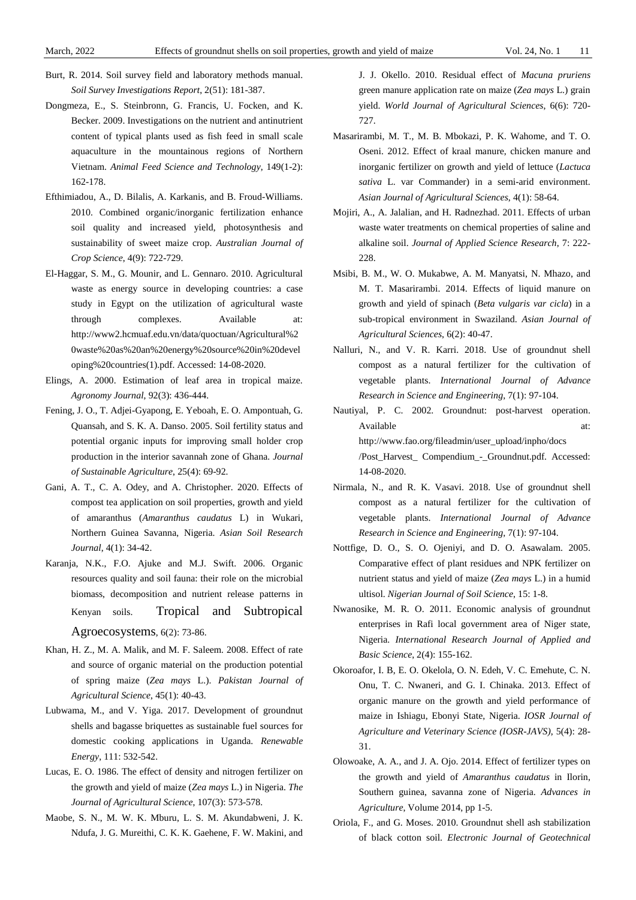Burt, R. 2014. Soil survey field and laboratory methods manual. *Soil Survey Investigations Report*, 2(51): 181-387.

Dongmeza, E., S. Steinbronn, G. Francis, U. Focken, and K. Becker. 2009. Investigations on the nutrient and antinutrient content of typical plants used as fish feed in small scale aquaculture in the mountainous regions of Northern Vietnam. *Animal Feed Science and Technology*, 149(1-2): 162-178.

Efthimiadou, A., D. Bilalis, A. Karkanis, and B. Froud-Williams. 2010. Combined organic/inorganic fertilization enhance soil quality and increased yield, photosynthesis and sustainability of sweet maize crop. *Australian Journal of Crop Science*, 4(9): 722-729.

El-Haggar, S. M., G. Mounir, and L. Gennaro. 2010. Agricultural waste as energy source in developing countries: a case study in Egypt on the utilization of agricultural waste through complexes. Available at: http://www2.hcmuaf.edu.vn/data/quoctuan/Agricultural%20waste%20as%20an%20energy%20source%20in%20developing%20countries(1).pdf. Accessed: 14-08-2020.

Elings, A. 2000. Estimation of leaf area in tropical maize. *Agronomy Journal*, 92(3): 436-444.

Fening, J. O., T. Adjei-Gyapong, E. Yeboah, E. O. Ampontuah, G. Quansah, and S. K. A. Danso. 2005. Soil fertility status and potential organic inputs for improving small holder crop production in the interior savannah zone of Ghana. *Journal of Sustainable Agriculture*, 25(4): 69-92.

Gani, A. T., C. A. Odey, and A. Christopher. 2020. Effects of compost tea application on soil properties, growth and yield of amaranthus (*Amaranthus caudatus* L) in Wukari, Northern Guinea Savanna, Nigeria. *Asian Soil Research Journal*, 4(1): 34-42.

Karanja, N.K., F.O. Ajuke and M.J. Swift. 2006. Organic resources quality and soil fauna: their role on the microbial biomass, decomposition and nutrient release patterns in Kenyan soils. Tropical and Subtropical Agroecosystems, 6(2): 73-86.

Khan, H. Z., M. A. Malik, and M. F. Saleem. 2008. Effect of rate and source of organic material on the production potential of spring maize (*Zea mays* L.). *Pakistan Journal of Agricultural Science*, 45(1): 40-43.

Lubwama, M., and V. Yiga. 2017. Development of groundnut shells and bagasse briquettes as sustainable fuel sources for domestic cooking applications in Uganda. *Renewable Energy*, 111: 532-542.

Lucas, E. O. 1986. The effect of density and nitrogen fertilizer on the growth and yield of maize (*Zea mays* L.) in Nigeria. *The Journal of Agricultural Science*, 107(3): 573-578.

Maobe, S. N., M. W. K. Mburu, L. S. M. Akundabweni, J. K. Ndufa, J. G. Mureithi, C. K. K. Gaehene, F. W. Makini, and J. J. Okello. 2010. Residual effect of *Macuna pruriens* green manure application rate on maize (*Zea mays* L.) grain yield. *World Journal of Agricultural Sciences*, 6(6): 720-727.

Masarirambi, M. T., M. B. Mbokazi, P. K. Wahome, and T. O. Oseni. 2012. Effect of kraal manure, chicken manure and inorganic fertilizer on growth and yield of lettuce (*Lactuca sativa* L. var Commander) in a semi-arid environment. *Asian Journal of Agricultural Sciences*, 4(1): 58-64.

Mojiri, A., A. Jalalian, and H. Radnezhad. 2011. Effects of urban waste water treatments on chemical properties of saline and alkaline soil. *Journal of Applied Science Research*, 7: 222-228.

Msibi, B. M., W. O. Mukabwe, A. M. Manyatsi, N. Mhazo, and M. T. Masarirambi. 2014. Effects of liquid manure on growth and yield of spinach (*Beta vulgaris var cicla*) in a sub-tropical environment in Swaziland. *Asian Journal of Agricultural Sciences*, 6(2): 40-47.

Nalluri, N., and V. R. Karri. 2018. Use of groundnut shell compost as a natural fertilizer for the cultivation of vegetable plants. *International Journal of Advance Research in Science and Engineering*, 7(1): 97-104.

Nautiyal, P. C. 2002. Groundnut: post-harvest operation. Available at: http://www.fao.org/fileadmin/user_upload/inpho/docs/Post_Harvest_ Compendium_-_Groundnut.pdf. Accessed: 14-08-2020.

Nirmala, N., and R. K. Vasavi. 2018. Use of groundnut shell compost as a natural fertilizer for the cultivation of vegetable plants. *International Journal of Advance Research in Science and Engineering*, 7(1): 97-104.

Nottfige, D. O., S. O. Ojeniyi, and D. O. Asawalam. 2005. Comparative effect of plant residues and NPK fertilizer on nutrient status and yield of maize (*Zea mays* L.) in a humid ultisol. *Nigerian Journal of Soil Science*, 15: 1-8.

Nwanosike, M. R. O. 2011. Economic analysis of groundnut enterprises in Rafi local government area of Niger state, Nigeria. *International Research Journal of Applied and Basic Science*, 2(4): 155-162.

Okoroafor, I. B, E. O. Okelola, O. N. Edeh, V. C. Emehute, C. N. Onu, T. C. Nwaneri, and G. I. Chinaka. 2013. Effect of organic manure on the growth and yield performance of maize in Ishiagu, Ebonyi State, Nigeria. *IOSR Journal of Agriculture and Veterinary Science (IOSR-JAVS)*, 5(4): 28-31.

Olowoake, A. A., and J. A. Ojo. 2014. Effect of fertilizer types on the growth and yield of *Amaranthus caudatus* in Ilorin, Southern guinea, savanna zone of Nigeria. *Advances in Agriculture*, Volume 2014, pp 1-5.

Oriola, F., and G. Moses. 2010. Groundnut shell ash stabilization of black cotton soil. *Electronic Journal of Geotechnical*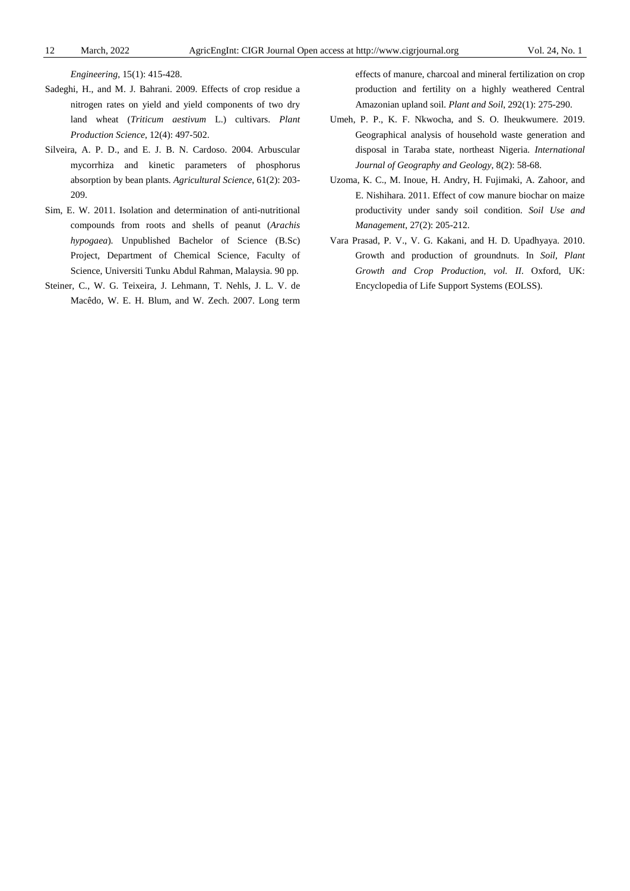*Engineering*, 15(1): 415-428.

Sadeghi, H., and M. J. Bahrani. 2009. Effects of crop residue a nitrogen rates on yield and yield components of two dry land wheat (*Triticum aestivum* L.) cultivars. *Plant Production Science*, 12(4): 497-502.

Silveira, A. P. D., and E. J. B. N. Cardoso. 2004. Arbuscular mycorrhiza and kinetic parameters of phosphorus absorption by bean plants. *Agricultural Science*, 61(2): 203-209.

Sim, E. W. 2011. Isolation and determination of anti-nutritional compounds from roots and shells of peanut (*Arachis hypogaea*). Unpublished Bachelor of Science (B.Sc) Project, Department of Chemical Science, Faculty of Science, Universiti Tunku Abdul Rahman, Malaysia. 90 pp.

Steiner, C., W. G. Teixeira, J. Lehmann, T. Nehls, J. L. V. de Macêdo, W. E. H. Blum, and W. Zech. 2007. Long term effects of manure, charcoal and mineral fertilization on crop production and fertility on a highly weathered Central Amazonian upland soil. *Plant and Soil*, 292(1): 275-290.

Umeh, P. P., K. F. Nkwocha, and S. O. Iheukwumere. 2019. Geographical analysis of household waste generation and disposal in Taraba state, northeast Nigeria. *International Journal of Geography and Geology*, 8(2): 58-68.

Uzoma, K. C., M. Inoue, H. Andry, H. Fujimaki, A. Zahoor, and E. Nishihara. 2011. Effect of cow manure biochar on maize productivity under sandy soil condition. *Soil Use and Management*, 27(2): 205-212.

Vara Prasad, P. V., V. G. Kakani, and H. D. Upadhyaya. 2010. Growth and production of groundnuts. In *Soil, Plant Growth and Crop Production, vol. II*. Oxford, UK: Encyclopedia of Life Support Systems (EOLSS).